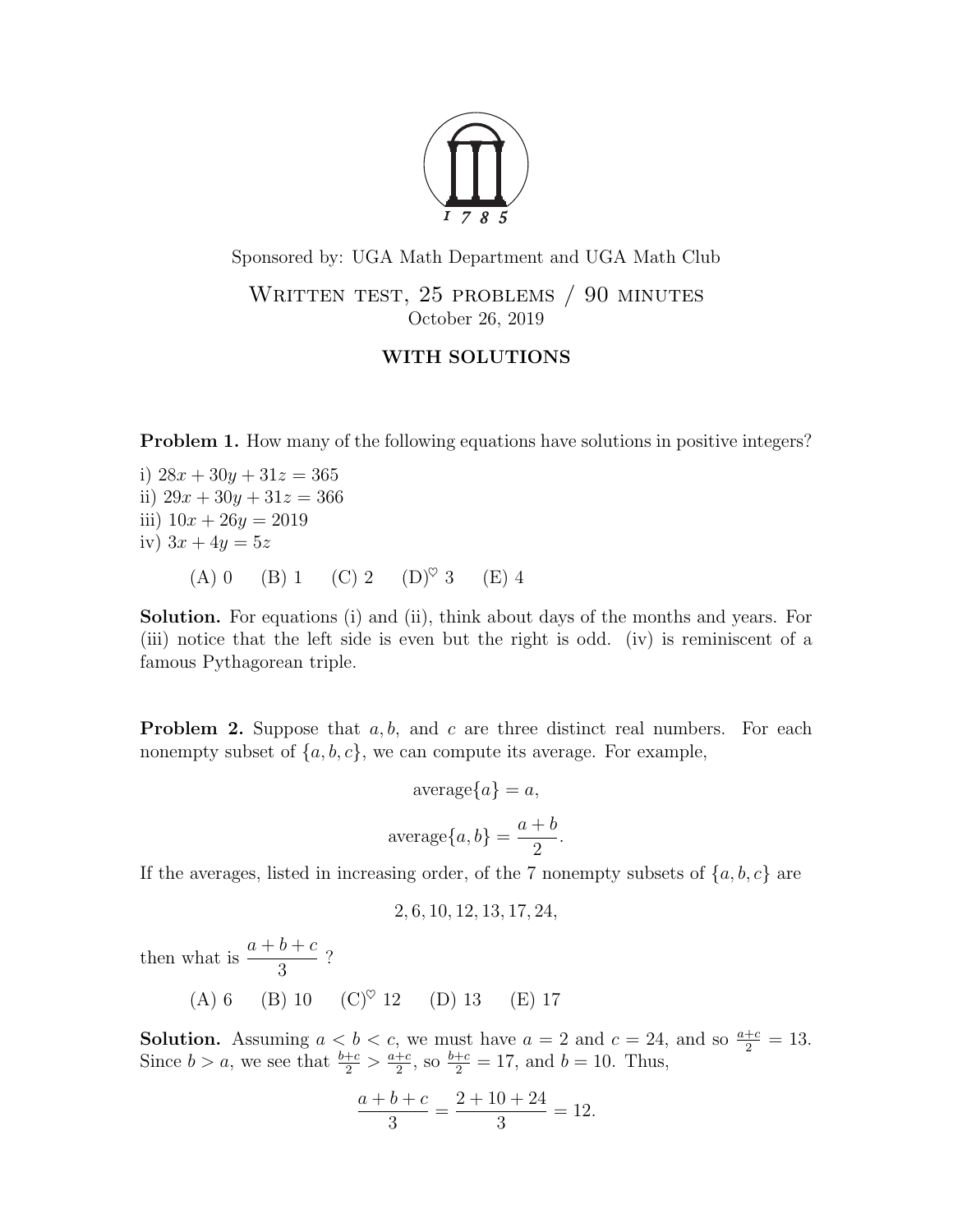Sponsored by: UGA Math Department and UGA Math Club

# Written test, 25 problems / 90 minutes

October 26, 2019

**WITH SOLUTIONS**

**Problem 1.** How many of the following equations have solutions in positive integers?

i) $28x + 30y + 31z = 365$
ii) $29x + 30y + 31z = 366$
iii) $10x + 26y = 2019$
iv) $3x + 4y = 5z$

(A) 0 (B) 1 (C) 2 (D)$^\heartsuit$ 3 (E) 4

**Solution.** For equations (i) and (ii), think about days of the months and years. For (iii) notice that the left side is even but the right is odd. (iv) is reminiscent of a famous Pythagorean triple.

**Problem 2.** Suppose that $a, b$, and $c$ are three distinct real numbers. For each nonempty subset of $\{a, b, c\}$, we can compute its average. For example,

$$\text{average}\{a\} = a,$$

$$\text{average}\{a, b\} = \frac{a+b}{2}.$$

If the averages, listed in increasing order, of the 7 nonempty subsets of $\{a, b, c\}$ are

$$2, 6, 10, 12, 13, 17, 24,$$

then what is $\dfrac{a+b+c}{3}$ ?

(A) 6 (B) 10 (C)$^\heartsuit$ 12 (D) 13 (E) 17

**Solution.** Assuming $a < b < c$, we must have $a = 2$ and $c = 24$, and so $\frac{a+c}{2} = 13$. Since $b > a$, we see that $\frac{b+c}{2} > \frac{a+c}{2}$, so $\frac{b+c}{2} = 17$, and $b = 10$. Thus,

$$\frac{a+b+c}{3} = \frac{2+10+24}{3} = 12.$$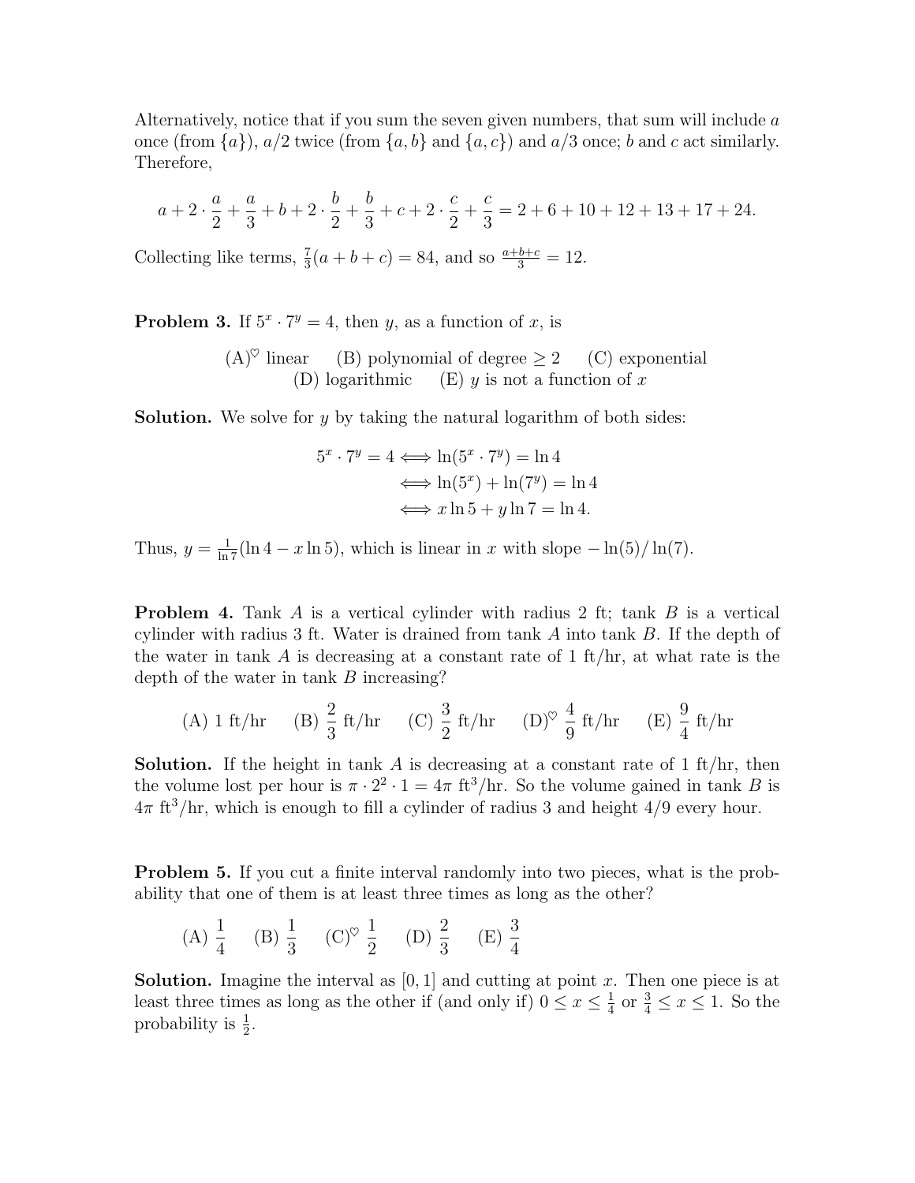Alternatively, notice that if you sum the seven given numbers, that sum will include $a$ once (from $\{a\}$), $a/2$ twice (from $\{a,b\}$ and $\{a,c\}$) and $a/3$ once; $b$ and $c$ act similarly. Therefore,

$$a + 2\cdot\frac{a}{2} + \frac{a}{3} + b + 2\cdot\frac{b}{2} + \frac{b}{3} + c + 2\cdot\frac{c}{2} + \frac{c}{3} = 2 + 6 + 10 + 12 + 13 + 17 + 24.$$

Collecting like terms, $\frac{7}{3}(a+b+c) = 84$, and so $\frac{a+b+c}{3} = 12$.

**Problem 3.** If $5^x \cdot 7^y = 4$, then $y$, as a function of $x$, is

(A)$^\heartsuit$ linear (B) polynomial of degree $\geq 2$ (C) exponential (D) logarithmic (E) $y$ is not a function of $x$

**Solution.** We solve for $y$ by taking the natural logarithm of both sides:

$$\begin{aligned} 5^x \cdot 7^y = 4 &\iff \ln(5^x \cdot 7^y) = \ln 4 \\ &\iff \ln(5^x) + \ln(7^y) = \ln 4 \\ &\iff x\ln 5 + y \ln 7 = \ln 4. \end{aligned}$$

Thus, $y = \frac{1}{\ln 7}(\ln 4 - x\ln 5)$, which is linear in $x$ with slope $-\ln(5)/\ln(7)$.

**Problem 4.** Tank $A$ is a vertical cylinder with radius 2 ft; tank $B$ is a vertical cylinder with radius 3 ft. Water is drained from tank $A$ into tank $B$. If the depth of the water in tank $A$ is decreasing at a constant rate of 1 ft/hr, at what rate is the depth of the water in tank $B$ increasing?

(A) 1 ft/hr (B) $\dfrac{2}{3}$ ft/hr (C) $\dfrac{3}{2}$ ft/hr (D)$^\heartsuit$ $\dfrac{4}{9}$ ft/hr (E) $\dfrac{9}{4}$ ft/hr

**Solution.** If the height in tank $A$ is decreasing at a constant rate of 1 ft/hr, then the volume lost per hour is $\pi \cdot 2^2 \cdot 1 = 4\pi$ ft$^3$/hr. So the volume gained in tank $B$ is $4\pi$ ft$^3$/hr, which is enough to fill a cylinder of radius 3 and height $4/9$ every hour.

**Problem 5.** If you cut a finite interval randomly into two pieces, what is the probability that one of them is at least three times as long as the other?

(A) $\dfrac{1}{4}$ (B) $\dfrac{1}{3}$ (C)$^\heartsuit$ $\dfrac{1}{2}$ (D) $\dfrac{2}{3}$ (E) $\dfrac{3}{4}$

**Solution.** Imagine the interval as $[0,1]$ and cutting at point $x$. Then one piece is at least three times as long as the other if (and only if) $0 \leq x \leq \frac{1}{4}$ or $\frac{3}{4} \leq x \leq 1$. So the probability is $\frac{1}{2}$.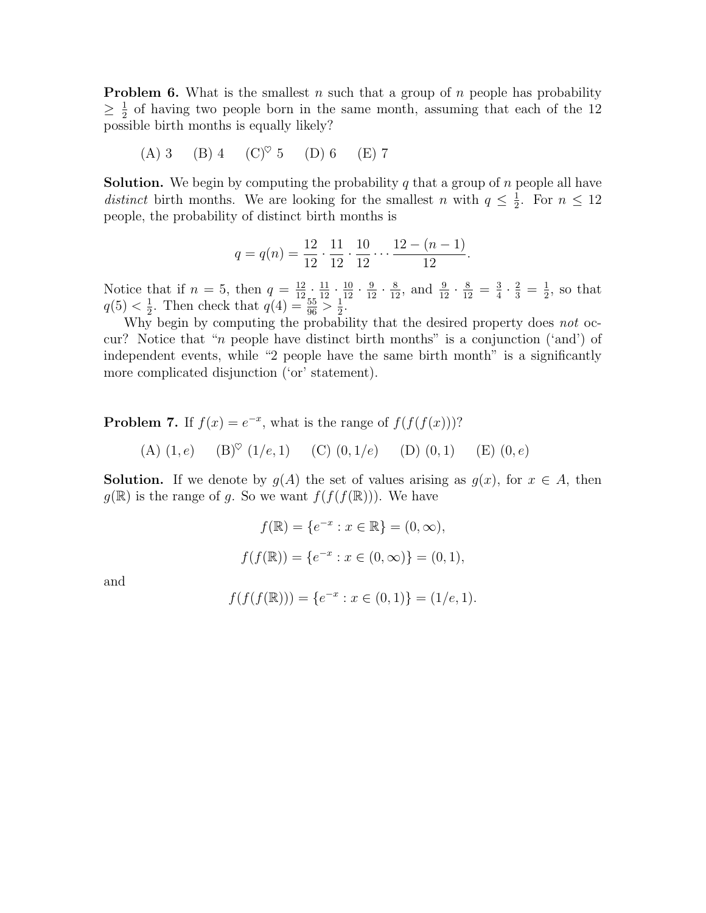**Problem 6.** What is the smallest $n$ such that a group of $n$ people has probability $\geq \frac{1}{2}$ of having two people born in the same month, assuming that each of the 12 possible birth months is equally likely?

(A) 3 (B) 4 (C)$^\heartsuit$ 5 (D) 6 (E) 7

**Solution.** We begin by computing the probability $q$ that a group of $n$ people all have *distinct* birth months. We are looking for the smallest $n$ with $q \leq \frac{1}{2}$. For $n \leq 12$ people, the probability of distinct birth months is

$$q = q(n) = \frac{12}{12} \cdot \frac{11}{12} \cdot \frac{10}{12} \cdots \frac{12-(n-1)}{12}.$$

Notice that if $n = 5$, then $q = \frac{12}{12} \cdot \frac{11}{12} \cdot \frac{10}{12} \cdot \frac{9}{12} \cdot \frac{8}{12}$, and $\frac{9}{12} \cdot \frac{8}{12} = \frac{3}{4} \cdot \frac{2}{3} = \frac{1}{2}$, so that $q(5) < \frac{1}{2}$. Then check that $q(4) = \frac{55}{96} > \frac{1}{2}$.

Why begin by computing the probability that the desired property does *not* occur? Notice that "$n$ people have distinct birth months" is a conjunction ('and') of independent events, while "2 people have the same birth month" is a significantly more complicated disjunction ('or' statement).

**Problem 7.** If $f(x) = e^{-x}$, what is the range of $f(f(f(x)))$?

(A) $(1, e)$ (B)$^\heartsuit$ $(1/e, 1)$ (C) $(0, 1/e)$ (D) $(0, 1)$ (E) $(0, e)$

**Solution.** If we denote by $g(A)$ the set of values arising as $g(x)$, for $x \in A$, then $g(\mathbb{R})$ is the range of $g$. So we want $f(f(f(\mathbb{R})))$. We have

$$f(\mathbb{R}) = \{e^{-x} : x \in \mathbb{R}\} = (0, \infty),$$

$$f(f(\mathbb{R})) = \{e^{-x} : x \in (0, \infty)\} = (0, 1),$$

and

$$f(f(f(\mathbb{R}))) = \{e^{-x} : x \in (0, 1)\} = (1/e, 1).$$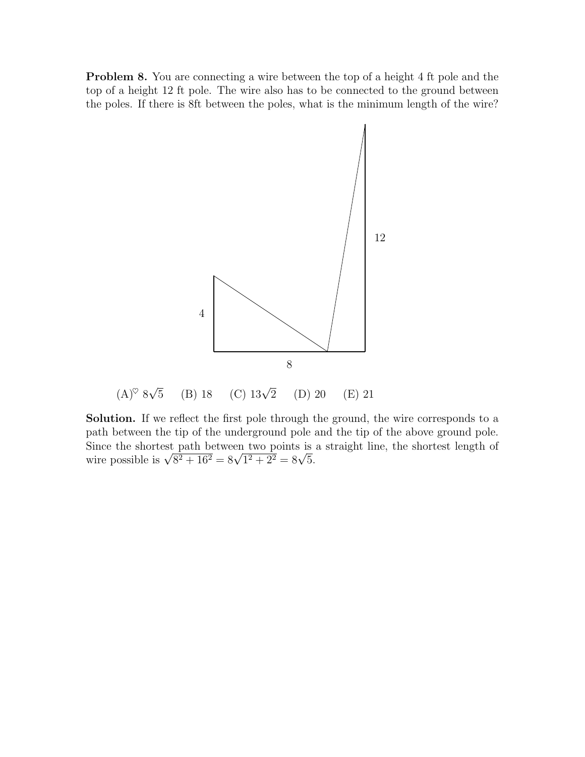**Problem 8.** You are connecting a wire between the top of a height 4 ft pole and the top of a height 12 ft pole. The wire also has to be connected to the ground between the poles. If there is 8ft between the poles, what is the minimum length of the wire?

(A)$^{\heartsuit}$ $8\sqrt{5}$ (B) 18 (C) $13\sqrt{2}$ (D) 20 (E) 21

**Solution.** If we reflect the first pole through the ground, the wire corresponds to a path between the tip of the underground pole and the tip of the above ground pole. Since the shortest path between two points is a straight line, the shortest length of wire possible is $\sqrt{8^2 + 16^2} = 8\sqrt{1^2 + 2^2} = 8\sqrt{5}$.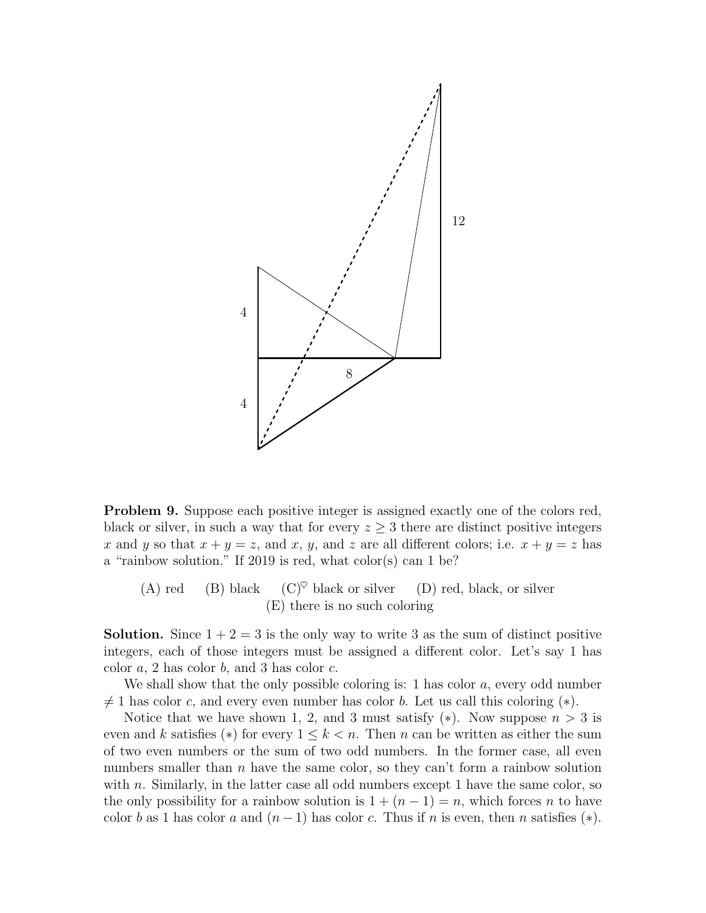**Problem 9.** Suppose each positive integer is assigned exactly one of the colors red, black or silver, in such a way that for every $z \geq 3$ there are distinct positive integers $x$ and $y$ so that $x + y = z$, and $x$, $y$, and $z$ are all different colors; i.e. $x + y = z$ has a "rainbow solution." If 2019 is red, what color(s) can 1 be?

(A) red (B) black (C)$^{\heartsuit}$ black or silver (D) red, black, or silver
(E) there is no such coloring

**Solution.** Since $1 + 2 = 3$ is the only way to write 3 as the sum of distinct positive integers, each of those integers must be assigned a different color. Let's say 1 has color $a$, 2 has color $b$, and 3 has color $c$.

We shall show that the only possible coloring is: 1 has color $a$, every odd number $\neq 1$ has color $c$, and every even number has color $b$. Let us call this coloring $(*)$.

Notice that we have shown 1, 2, and 3 must satisfy $(*)$. Now suppose $n > 3$ is even and $k$ satisfies $(*)$ for every $1 \leq k < n$. Then $n$ can be written as either the sum of two even numbers or the sum of two odd numbers. In the former case, all even numbers smaller than $n$ have the same color, so they can't form a rainbow solution with $n$. Similarly, in the latter case all odd numbers except 1 have the same color, so the only possibility for a rainbow solution is $1 + (n - 1) = n$, which forces $n$ to have color $b$ as 1 has color $a$ and $(n - 1)$ has color $c$. Thus if $n$ is even, then $n$ satisfies $(*)$.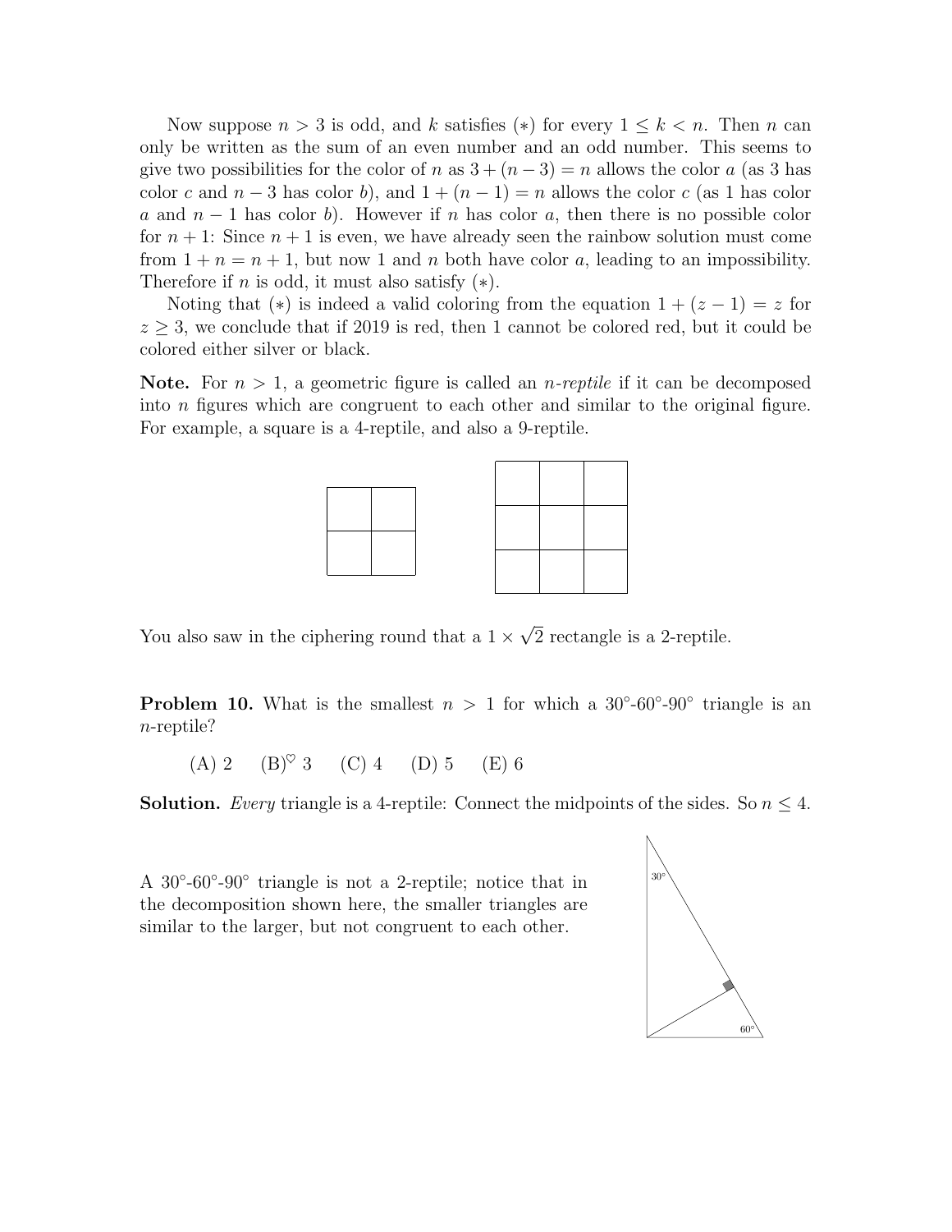Now suppose $n > 3$ is odd, and $k$ satisfies $(*)$ for every $1 \leq k < n$. Then $n$ can only be written as the sum of an even number and an odd number. This seems to give two possibilities for the color of $n$ as $3 + (n-3) = n$ allows the color $a$ (as 3 has color $c$ and $n-3$ has color $b$), and $1 + (n-1) = n$ allows the color $c$ (as 1 has color $a$ and $n-1$ has color $b$). However if $n$ has color $a$, then there is no possible color for $n+1$: Since $n+1$ is even, we have already seen the rainbow solution must come from $1 + n = n + 1$, but now 1 and $n$ both have color $a$, leading to an impossibility. Therefore if $n$ is odd, it must also satisfy $(*)$.

Noting that $(*)$ is indeed a valid coloring from the equation $1 + (z-1) = z$ for $z \geq 3$, we conclude that if 2019 is red, then 1 cannot be colored red, but it could be colored either silver or black.

**Note.** For $n > 1$, a geometric figure is called an *n-reptile* if it can be decomposed into $n$ figures which are congruent to each other and similar to the original figure. For example, a square is a 4-reptile, and also a 9-reptile.

You also saw in the ciphering round that a $1 \times \sqrt{2}$ rectangle is a 2-reptile.

**Problem 10.** What is the smallest $n > 1$ for which a $30°$-$60°$-$90°$ triangle is an $n$-reptile?

(A) 2 (B)$^{\heartsuit}$ 3 (C) 4 (D) 5 (E) 6

**Solution.** *Every* triangle is a 4-reptile: Connect the midpoints of the sides. So $n \leq 4$.

A $30°$-$60°$-$90°$ triangle is not a 2-reptile; notice that in the decomposition shown here, the smaller triangles are similar to the larger, but not congruent to each other.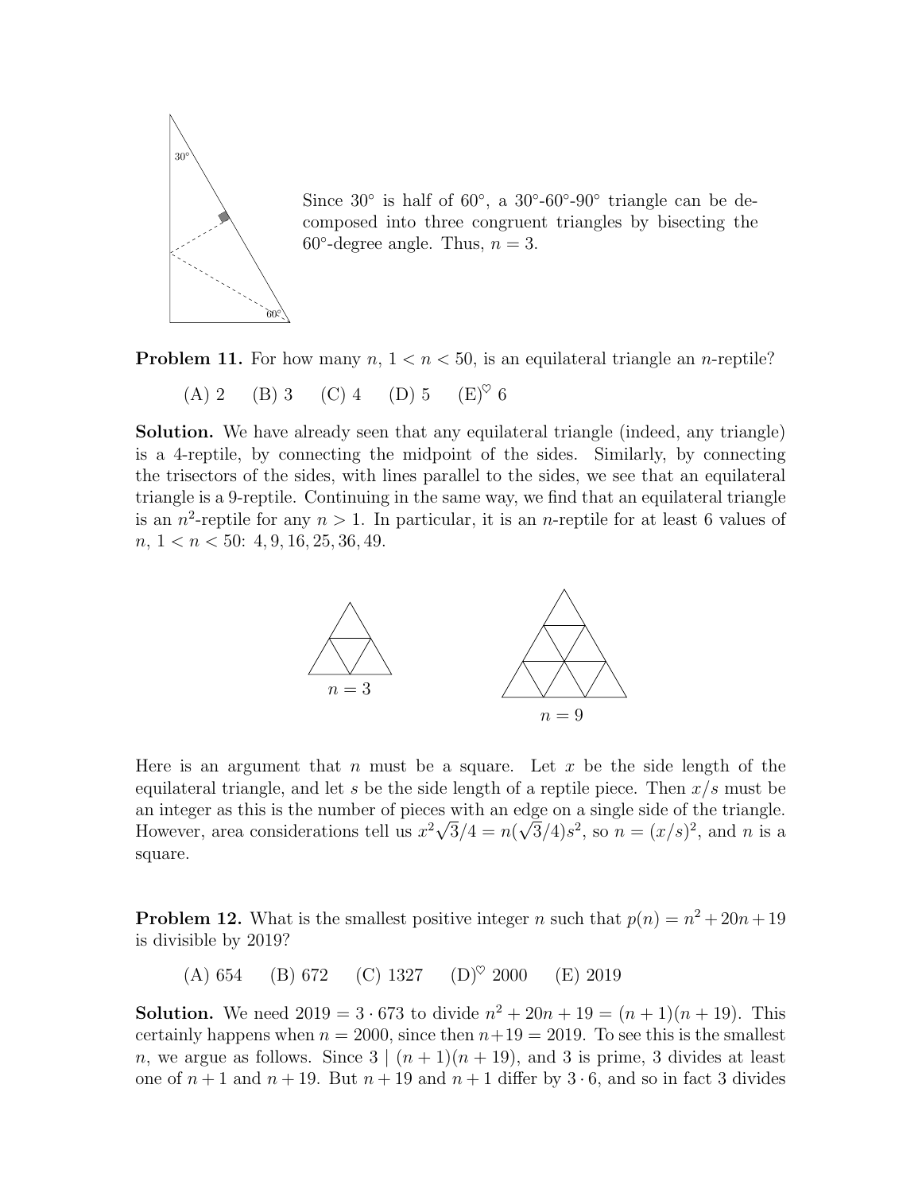Since 30° is half of 60°, a 30°-60°-90° triangle can be decomposed into three congruent triangles by bisecting the 60°-degree angle. Thus, $n = 3$.

**Problem 11.** For how many $n$, $1 < n < 50$, is an equilateral triangle an $n$-reptile?

(A) 2 (B) 3 (C) 4 (D) 5 (E)$^{\heartsuit}$ 6

**Solution.** We have already seen that any equilateral triangle (indeed, any triangle) is a 4-reptile, by connecting the midpoint of the sides. Similarly, by connecting the trisectors of the sides, with lines parallel to the sides, we see that an equilateral triangle is a 9-reptile. Continuing in the same way, we find that an equilateral triangle is an $n^2$-reptile for any $n > 1$. In particular, it is an $n$-reptile for at least 6 values of $n$, $1 < n < 50$: $4, 9, 16, 25, 36, 49$.

$n = 3$

$n = 9$

Here is an argument that $n$ must be a square. Let $x$ be the side length of the equilateral triangle, and let $s$ be the side length of a reptile piece. Then $x/s$ must be an integer as this is the number of pieces with an edge on a single side of the triangle. However, area considerations tell us $x^2\sqrt{3}/4 = n(\sqrt{3}/4)s^2$, so $n = (x/s)^2$, and $n$ is a square.

**Problem 12.** What is the smallest positive integer $n$ such that $p(n) = n^2 + 20n + 19$ is divisible by 2019?

(A) 654 (B) 672 (C) 1327 (D)$^{\heartsuit}$ 2000 (E) 2019

**Solution.** We need $2019 = 3 \cdot 673$ to divide $n^2 + 20n + 19 = (n+1)(n+19)$. This certainly happens when $n = 2000$, since then $n+19 = 2019$. To see this is the smallest $n$, we argue as follows. Since $3 \mid (n+1)(n+19)$, and 3 is prime, 3 divides at least one of $n+1$ and $n+19$. But $n+19$ and $n+1$ differ by $3 \cdot 6$, and so in fact 3 divides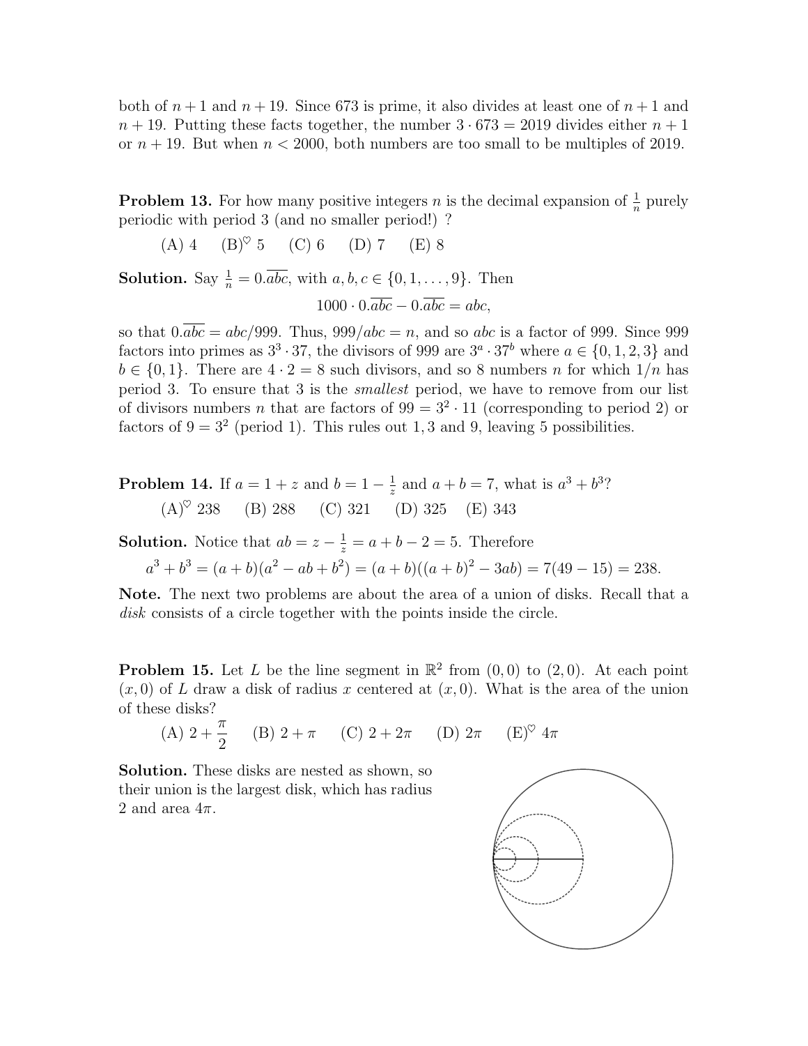both of $n+1$ and $n+19$. Since 673 is prime, it also divides at least one of $n+1$ and $n+19$. Putting these facts together, the number $3 \cdot 673 = 2019$ divides either $n+1$ or $n+19$. But when $n < 2000$, both numbers are too small to be multiples of 2019.

**Problem 13.** For how many positive integers $n$ is the decimal expansion of $\frac{1}{n}$ purely periodic with period 3 (and no smaller period!) ?

(A) 4 (B)$^\heartsuit$ 5 (C) 6 (D) 7 (E) 8

**Solution.** Say $\frac{1}{n} = 0.\overline{abc}$, with $a, b, c \in \{0, 1, \ldots, 9\}$. Then

$$1000 \cdot 0.\overline{abc} - 0.\overline{abc} = abc,$$

so that $0.\overline{abc} = abc/999$. Thus, $999/abc = n$, and so $abc$ is a factor of 999. Since 999 factors into primes as $3^3 \cdot 37$, the divisors of 999 are $3^a \cdot 37^b$ where $a \in \{0, 1, 2, 3\}$ and $b \in \{0, 1\}$. There are $4 \cdot 2 = 8$ such divisors, and so 8 numbers $n$ for which $1/n$ has period 3. To ensure that 3 is the *smallest* period, we have to remove from our list of divisors numbers $n$ that are factors of $99 = 3^2 \cdot 11$ (corresponding to period 2) or factors of $9 = 3^2$ (period 1). This rules out $1, 3$ and 9, leaving 5 possibilities.

**Problem 14.** If $a = 1 + z$ and $b = 1 - \frac{1}{z}$ and $a + b = 7$, what is $a^3 + b^3$?

(A)$^\heartsuit$ 238 (B) 288 (C) 321 (D) 325 (E) 343

**Solution.** Notice that $ab = z - \frac{1}{z} = a + b - 2 = 5$. Therefore

$$a^3 + b^3 = (a+b)(a^2 - ab + b^2) = (a+b)((a+b)^2 - 3ab) = 7(49 - 15) = 238.$$

**Note.** The next two problems are about the area of a union of disks. Recall that a *disk* consists of a circle together with the points inside the circle.

**Problem 15.** Let $L$ be the line segment in $\mathbb{R}^2$ from $(0,0)$ to $(2,0)$. At each point $(x, 0)$ of $L$ draw a disk of radius $x$ centered at $(x, 0)$. What is the area of the union of these disks?

(A) $2 + \dfrac{\pi}{2}$ (B) $2 + \pi$ (C) $2 + 2\pi$ (D) $2\pi$ (E)$^\heartsuit$ $4\pi$

**Solution.** These disks are nested as shown, so their union is the largest disk, which has radius 2 and area $4\pi$.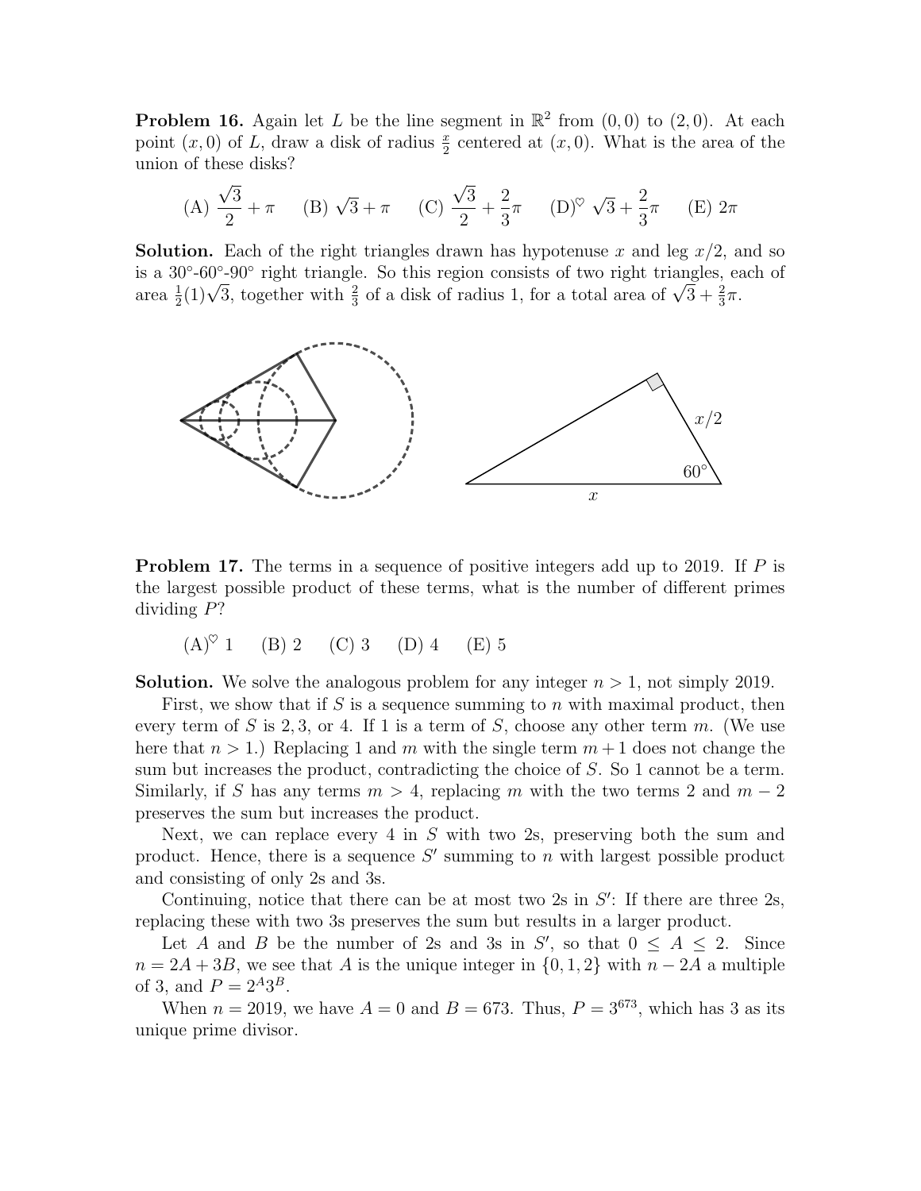**Problem 16.** Again let $L$ be the line segment in $\mathbb{R}^2$ from $(0,0)$ to $(2,0)$. At each point $(x,0)$ of $L$, draw a disk of radius $\frac{x}{2}$ centered at $(x,0)$. What is the area of the union of these disks?

(A) $\dfrac{\sqrt{3}}{2}+\pi$ (B) $\sqrt{3}+\pi$ (C) $\dfrac{\sqrt{3}}{2}+\dfrac{2}{3}\pi$ (D)$^\heartsuit$ $\sqrt{3}+\dfrac{2}{3}\pi$ (E) $2\pi$

**Solution.** Each of the right triangles drawn has hypotenuse $x$ and leg $x/2$, and so is a 30°-60°-90° right triangle. So this region consists of two right triangles, each of area $\frac{1}{2}(1)\sqrt{3}$, together with $\frac{2}{3}$ of a disk of radius 1, for a total area of $\sqrt{3}+\frac{2}{3}\pi$.

**Problem 17.** The terms in a sequence of positive integers add up to 2019. If $P$ is the largest possible product of these terms, what is the number of different primes dividing $P$?

(A)$^\heartsuit$ 1 (B) 2 (C) 3 (D) 4 (E) 5

**Solution.** We solve the analogous problem for any integer $n > 1$, not simply 2019.

First, we show that if $S$ is a sequence summing to $n$ with maximal product, then every term of $S$ is $2, 3$, or $4$. If 1 is a term of $S$, choose any other term $m$. (We use here that $n > 1$.) Replacing 1 and $m$ with the single term $m+1$ does not change the sum but increases the product, contradicting the choice of $S$. So 1 cannot be a term. Similarly, if $S$ has any terms $m > 4$, replacing $m$ with the two terms 2 and $m-2$ preserves the sum but increases the product.

Next, we can replace every 4 in $S$ with two 2s, preserving both the sum and product. Hence, there is a sequence $S'$ summing to $n$ with largest possible product and consisting of only 2s and 3s.

Continuing, notice that there can be at most two 2s in $S'$: If there are three 2s, replacing these with two 3s preserves the sum but results in a larger product.

Let $A$ and $B$ be the number of 2s and 3s in $S'$, so that $0 \le A \le 2$. Since $n = 2A + 3B$, we see that $A$ is the unique integer in $\{0,1,2\}$ with $n - 2A$ a multiple of 3, and $P = 2^A 3^B$.

When $n = 2019$, we have $A = 0$ and $B = 673$. Thus, $P = 3^{673}$, which has 3 as its unique prime divisor.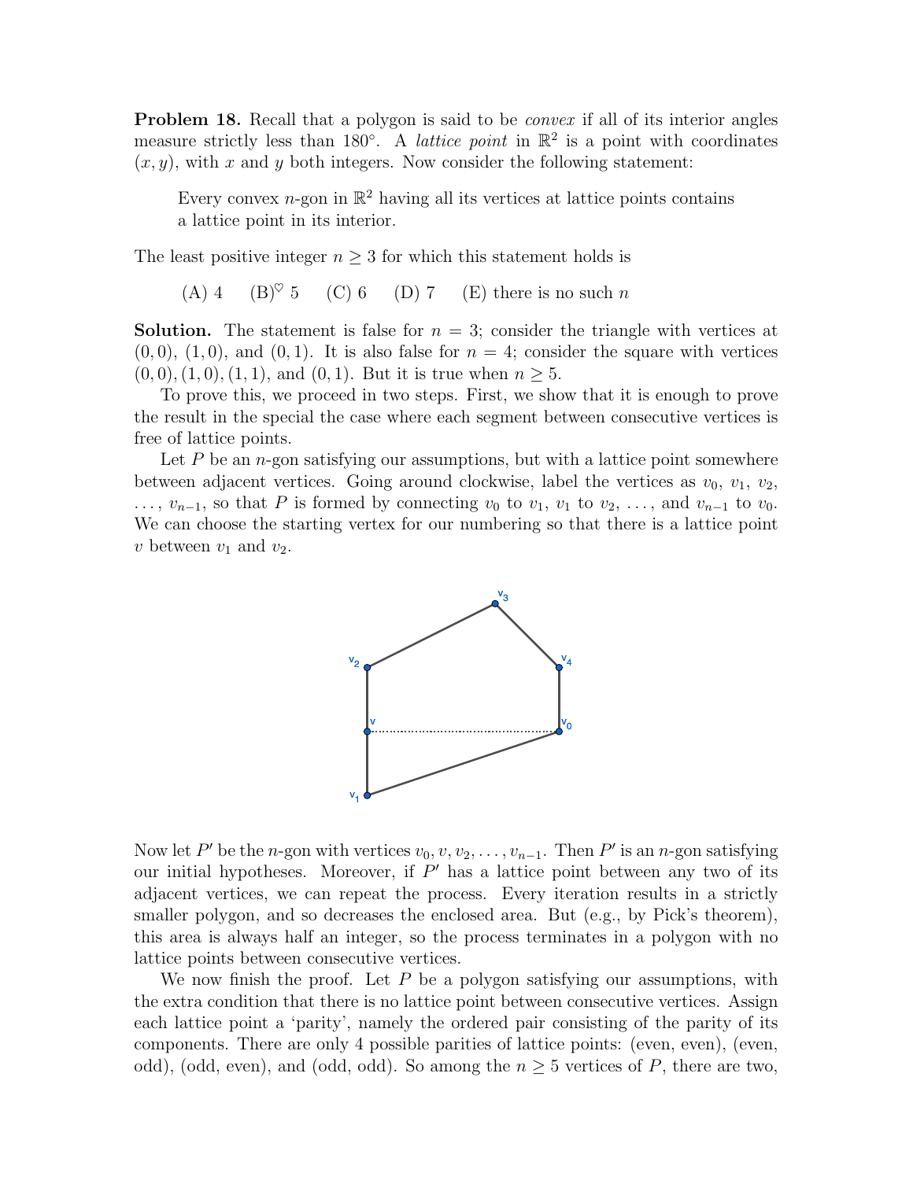**Problem 18.** Recall that a polygon is said to be *convex* if all of its interior angles measure strictly less than $180°$. A *lattice point* in $\mathbb{R}^2$ is a point with coordinates $(x, y)$, with $x$ and $y$ both integers. Now consider the following statement:

> Every convex $n$-gon in $\mathbb{R}^2$ having all its vertices at lattice points contains a lattice point in its interior.

The least positive integer $n \geq 3$ for which this statement holds is

(A) 4 (B)$^\heartsuit$ 5 (C) 6 (D) 7 (E) there is no such $n$

**Solution.** The statement is false for $n = 3$; consider the triangle with vertices at $(0, 0)$, $(1, 0)$, and $(0, 1)$. It is also false for $n = 4$; consider the square with vertices $(0, 0), (1, 0), (1, 1)$, and $(0, 1)$. But it is true when $n \geq 5$.

To prove this, we proceed in two steps. First, we show that it is enough to prove the result in the special the case where each segment between consecutive vertices is free of lattice points.

Let $P$ be an $n$-gon satisfying our assumptions, but with a lattice point somewhere between adjacent vertices. Going around clockwise, label the vertices as $v_0$, $v_1$, $v_2$, $\ldots$, $v_{n-1}$, so that $P$ is formed by connecting $v_0$ to $v_1$, $v_1$ to $v_2$, $\ldots$, and $v_{n-1}$ to $v_0$. We can choose the starting vertex for our numbering so that there is a lattice point $v$ between $v_1$ and $v_2$.

Now let $P'$ be the $n$-gon with vertices $v_0, v, v_2, \ldots, v_{n-1}$. Then $P'$ is an $n$-gon satisfying our initial hypotheses. Moreover, if $P'$ has a lattice point between any two of its adjacent vertices, we can repeat the process. Every iteration results in a strictly smaller polygon, and so decreases the enclosed area. But (e.g., by Pick's theorem), this area is always half an integer, so the process terminates in a polygon with no lattice points between consecutive vertices.

We now finish the proof. Let $P$ be a polygon satisfying our assumptions, with the extra condition that there is no lattice point between consecutive vertices. Assign each lattice point a 'parity', namely the ordered pair consisting of the parity of its components. There are only 4 possible parities of lattice points: (even, even), (even, odd), (odd, even), and (odd, odd). So among the $n \geq 5$ vertices of $P$, there are two,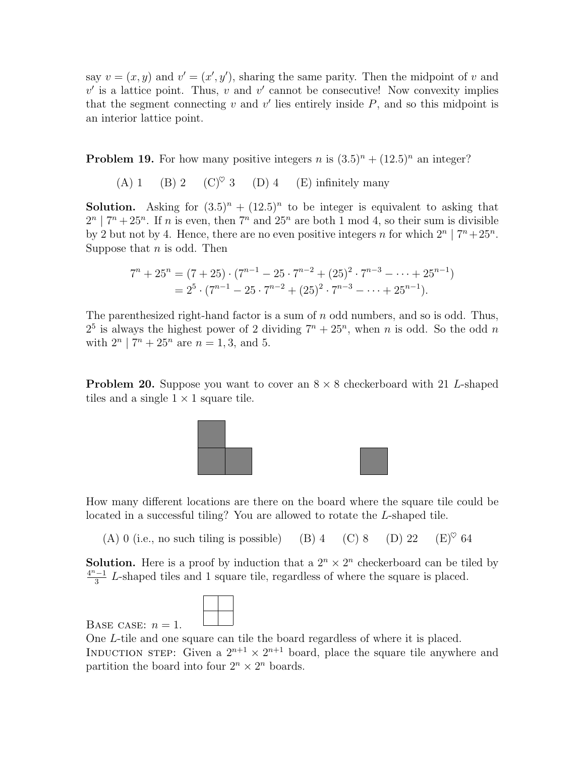say $v = (x, y)$ and $v' = (x', y')$, sharing the same parity. Then the midpoint of $v$ and $v'$ is a lattice point. Thus, $v$ and $v'$ cannot be consecutive! Now convexity implies that the segment connecting $v$ and $v'$ lies entirely inside $P$, and so this midpoint is an interior lattice point.

**Problem 19.** For how many positive integers $n$ is $(3.5)^n + (12.5)^n$ an integer?

(A) 1 (B) 2 (C)$^\heartsuit$ 3 (D) 4 (E) infinitely many

**Solution.** Asking for $(3.5)^n + (12.5)^n$ to be integer is equivalent to asking that $2^n \mid 7^n + 25^n$. If $n$ is even, then $7^n$ and $25^n$ are both 1 mod 4, so their sum is divisible by 2 but not by 4. Hence, there are no even positive integers $n$ for which $2^n \mid 7^n + 25^n$. Suppose that $n$ is odd. Then

$$\begin{aligned} 7^n + 25^n &= (7 + 25) \cdot (7^{n-1} - 25 \cdot 7^{n-2} + (25)^2 \cdot 7^{n-3} - \cdots + 25^{n-1}) \\ &= 2^5 \cdot (7^{n-1} - 25 \cdot 7^{n-2} + (25)^2 \cdot 7^{n-3} - \cdots + 25^{n-1}). \end{aligned}$$

The parenthesized right-hand factor is a sum of $n$ odd numbers, and so is odd. Thus, $2^5$ is always the highest power of 2 dividing $7^n + 25^n$, when $n$ is odd. So the odd $n$ with $2^n \mid 7^n + 25^n$ are $n = 1, 3,$ and $5$.

**Problem 20.** Suppose you want to cover an $8 \times 8$ checkerboard with 21 $L$-shaped tiles and a single $1 \times 1$ square tile.

How many different locations are there on the board where the square tile could be located in a successful tiling? You are allowed to rotate the $L$-shaped tile.

(A) 0 (i.e., no such tiling is possible) (B) 4 (C) 8 (D) 22 (E)$^\heartsuit$ 64

**Solution.** Here is a proof by induction that a $2^n \times 2^n$ checkerboard can be tiled by $\frac{4^n - 1}{3}$ $L$-shaped tiles and 1 square tile, regardless of where the square is placed.

Base case: $n = 1$.

One $L$-tile and one square can tile the board regardless of where it is placed.

Induction step: Given a $2^{n+1} \times 2^{n+1}$ board, place the square tile anywhere and partition the board into four $2^n \times 2^n$ boards.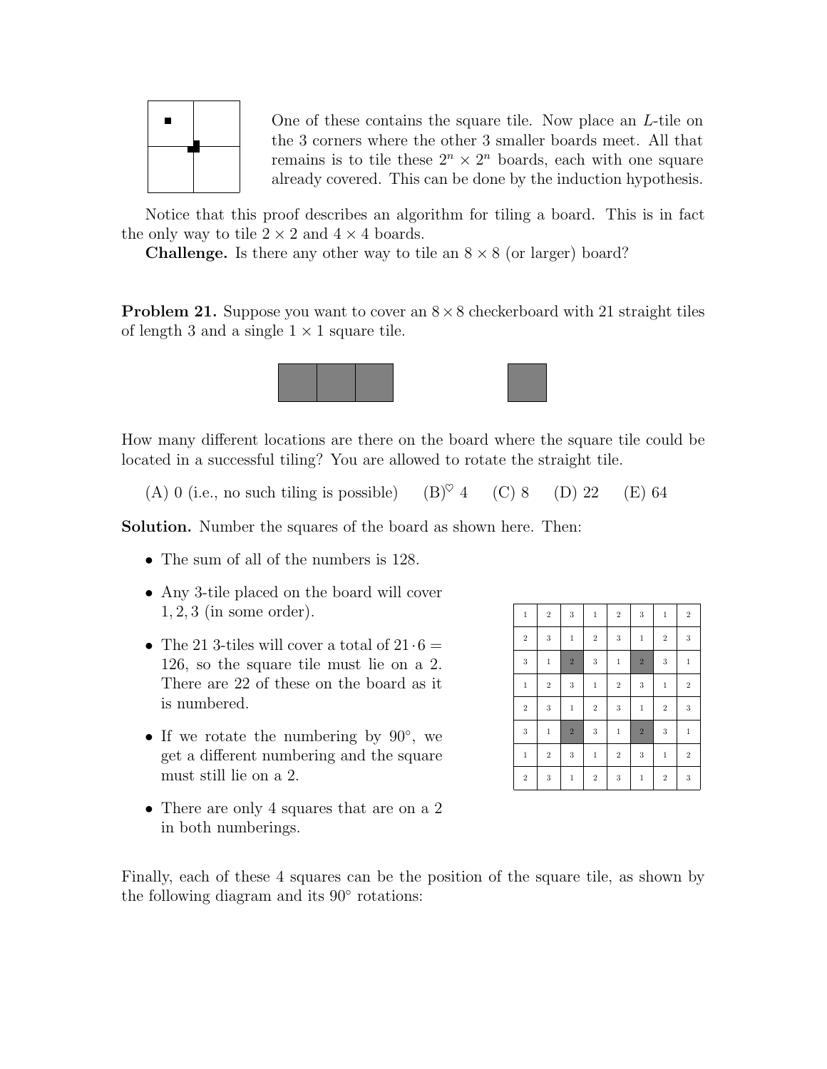One of these contains the square tile. Now place an $L$-tile on the 3 corners where the other 3 smaller boards meet. All that remains is to tile these $2^n \times 2^n$ boards, each with one square already covered. This can be done by the induction hypothesis.

Notice that this proof describes an algorithm for tiling a board. This is in fact the only way to tile $2 \times 2$ and $4 \times 4$ boards.

**Challenge.** Is there any other way to tile an $8 \times 8$ (or larger) board?

**Problem 21.** Suppose you want to cover an $8 \times 8$ checkerboard with 21 straight tiles of length 3 and a single $1 \times 1$ square tile.

How many different locations are there on the board where the square tile could be located in a successful tiling? You are allowed to rotate the straight tile.

(A) 0 (i.e., no such tiling is possible) (B)$^\heartsuit$ 4 (C) 8 (D) 22 (E) 64

**Solution.** Number the squares of the board as shown here. Then:

- The sum of all of the numbers is 128.
- Any 3-tile placed on the board will cover 1, 2, 3 (in some order).
- The 21 3-tiles will cover a total of $21 \cdot 6 = 126$, so the square tile must lie on a 2. There are 22 of these on the board as it is numbered.
- If we rotate the numbering by $90°$, we get a different numbering and the square must still lie on a 2.
- There are only 4 squares that are on a 2 in both numberings.

| | | | | | | | |
|---|---|---|---|---|---|---|---|
| 1 | 2 | 3 | 1 | 2 | 3 | 1 | 2 |
| 2 | 3 | 1 | 2 | 3 | 1 | 2 | 3 |
| 3 | 1 | 2 | 3 | 1 | 2 | 3 | 1 |
| 1 | 2 | 3 | 1 | 2 | 3 | 1 | 2 |
| 2 | 3 | 1 | 2 | 3 | 1 | 2 | 3 |
| 3 | 1 | 2 | 3 | 1 | 2 | 3 | 1 |
| 1 | 2 | 3 | 1 | 2 | 3 | 1 | 2 |
| 2 | 3 | 1 | 2 | 3 | 1 | 2 | 3 |

Finally, each of these 4 squares can be the position of the square tile, as shown by the following diagram and its $90°$ rotations: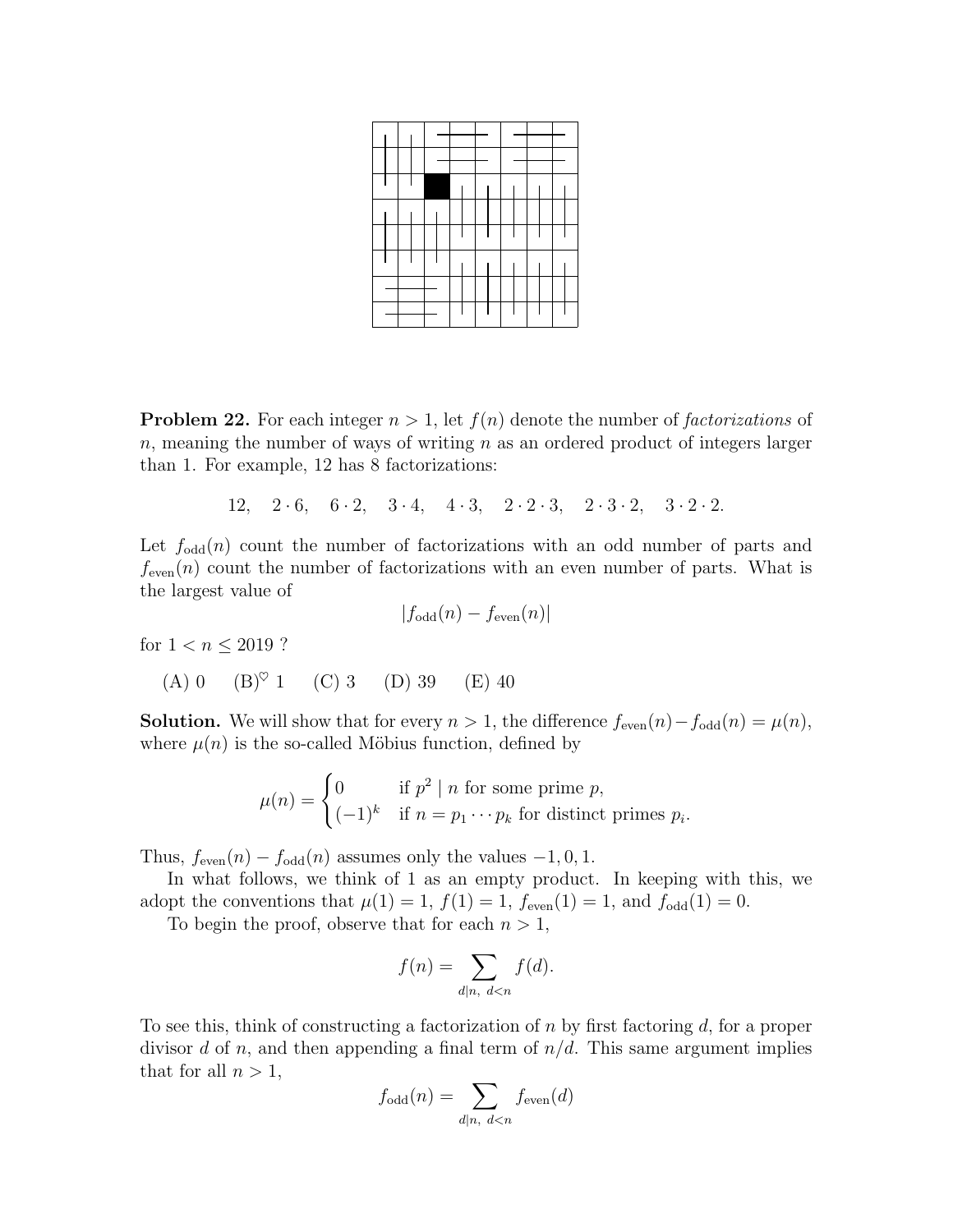**Problem 22.** For each integer $n > 1$, let $f(n)$ denote the number of *factorizations* of $n$, meaning the number of ways of writing $n$ as an ordered product of integers larger than 1. For example, 12 has 8 factorizations:

$$12, \quad 2 \cdot 6, \quad 6 \cdot 2, \quad 3 \cdot 4, \quad 4 \cdot 3, \quad 2 \cdot 2 \cdot 3, \quad 2 \cdot 3 \cdot 2, \quad 3 \cdot 2 \cdot 2.$$

Let $f_{\text{odd}}(n)$ count the number of factorizations with an odd number of parts and $f_{\text{even}}(n)$ count the number of factorizations with an even number of parts. What is the largest value of

$$|f_{\text{odd}}(n) - f_{\text{even}}(n)|$$

for $1 < n \leq 2019$ ?

(A) 0 (B)$^\heartsuit$ 1 (C) 3 (D) 39 (E) 40

**Solution.** We will show that for every $n > 1$, the difference $f_{\text{even}}(n) - f_{\text{odd}}(n) = \mu(n)$, where $\mu(n)$ is the so-called Möbius function, defined by

$$\mu(n) = \begin{cases} 0 & \text{if } p^2 \mid n \text{ for some prime } p, \\ (-1)^k & \text{if } n = p_1 \cdots p_k \text{ for distinct primes } p_i. \end{cases}$$

Thus, $f_{\text{even}}(n) - f_{\text{odd}}(n)$ assumes only the values $-1, 0, 1$.

In what follows, we think of 1 as an empty product. In keeping with this, we adopt the conventions that $\mu(1) = 1$, $f(1) = 1$, $f_{\text{even}}(1) = 1$, and $f_{\text{odd}}(1) = 0$.

To begin the proof, observe that for each $n > 1$,

$$f(n) = \sum_{d \mid n,\ d < n} f(d).$$

To see this, think of constructing a factorization of $n$ by first factoring $d$, for a proper divisor $d$ of $n$, and then appending a final term of $n/d$. This same argument implies that for all $n > 1$,

$$f_{\text{odd}}(n) = \sum_{d \mid n,\ d < n} f_{\text{even}}(d)$$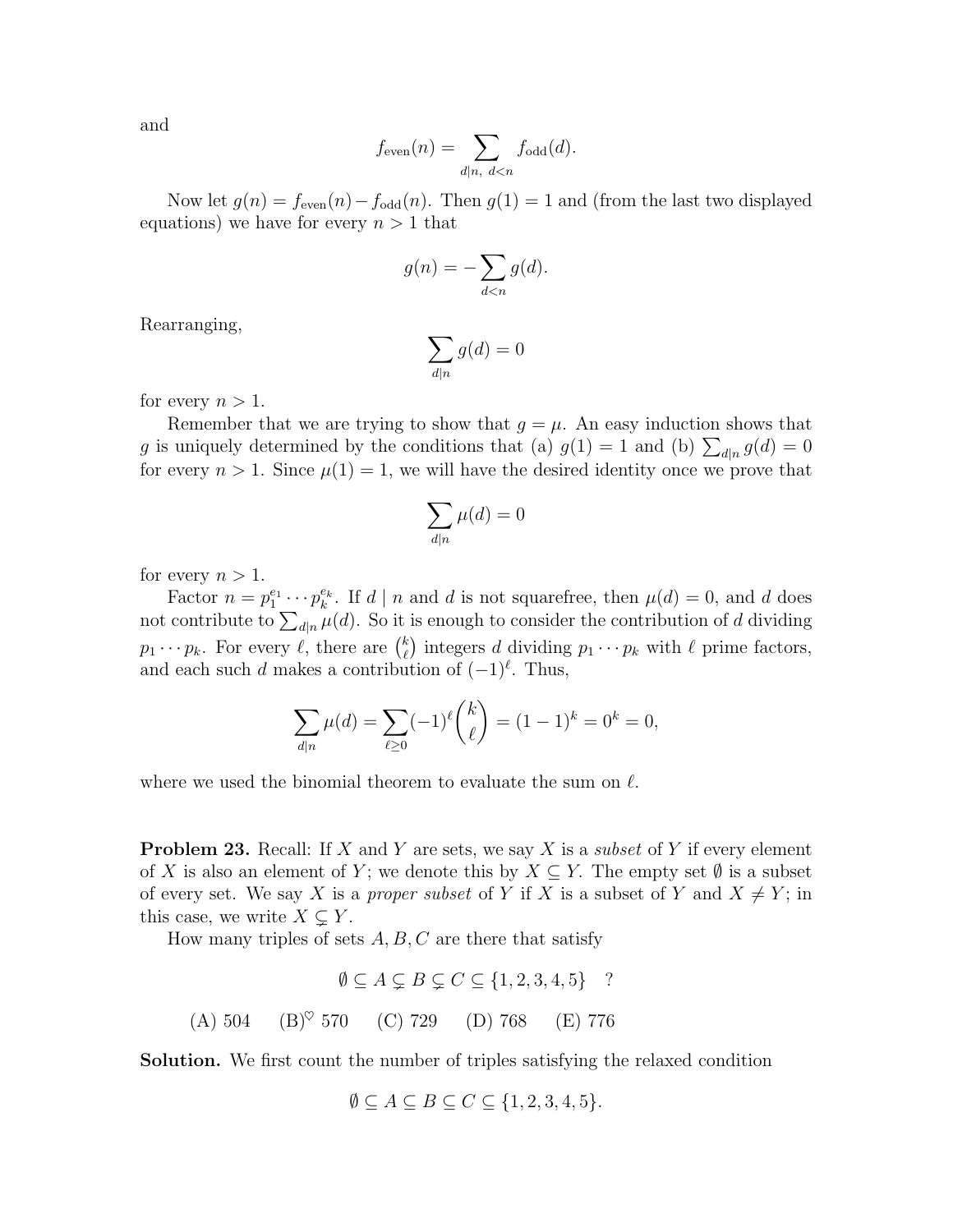and

$$f_{\text{even}}(n) = \sum_{d|n,\ d<n} f_{\text{odd}}(d).$$

Now let $g(n) = f_{\text{even}}(n) - f_{\text{odd}}(n)$. Then $g(1) = 1$ and (from the last two displayed equations) we have for every $n > 1$ that

$$g(n) = -\sum_{d<n} g(d).$$

Rearranging,

$$\sum_{d|n} g(d) = 0$$

for every $n > 1$.

Remember that we are trying to show that $g = \mu$. An easy induction shows that $g$ is uniquely determined by the conditions that (a) $g(1) = 1$ and (b) $\sum_{d|n} g(d) = 0$ for every $n > 1$. Since $\mu(1) = 1$, we will have the desired identity once we prove that

$$\sum_{d|n} \mu(d) = 0$$

for every $n > 1$.

Factor $n = p_1^{e_1} \cdots p_k^{e_k}$. If $d \mid n$ and $d$ is not squarefree, then $\mu(d) = 0$, and $d$ does not contribute to $\sum_{d|n} \mu(d)$. So it is enough to consider the contribution of $d$ dividing $p_1 \cdots p_k$. For every $\ell$, there are $\binom{k}{\ell}$ integers $d$ dividing $p_1 \cdots p_k$ with $\ell$ prime factors, and each such $d$ makes a contribution of $(-1)^\ell$. Thus,

$$\sum_{d|n} \mu(d) = \sum_{\ell \geq 0} (-1)^\ell \binom{k}{\ell} = (1-1)^k = 0^k = 0,$$

where we used the binomial theorem to evaluate the sum on $\ell$.

**Problem 23.** Recall: If $X$ and $Y$ are sets, we say $X$ is a *subset* of $Y$ if every element of $X$ is also an element of $Y$; we denote this by $X \subseteq Y$. The empty set $\emptyset$ is a subset of every set. We say $X$ is a *proper subset* of $Y$ if $X$ is a subset of $Y$ and $X \neq Y$; in this case, we write $X \subsetneq Y$.

How many triples of sets $A, B, C$ are there that satisfy

$$\emptyset \subseteq A \subsetneq B \subsetneq C \subseteq \{1, 2, 3, 4, 5\} \quad ?$$

(A) 504 (B)$^\heartsuit$ 570 (C) 729 (D) 768 (E) 776

**Solution.** We first count the number of triples satisfying the relaxed condition

$$\emptyset \subseteq A \subseteq B \subseteq C \subseteq \{1, 2, 3, 4, 5\}.$$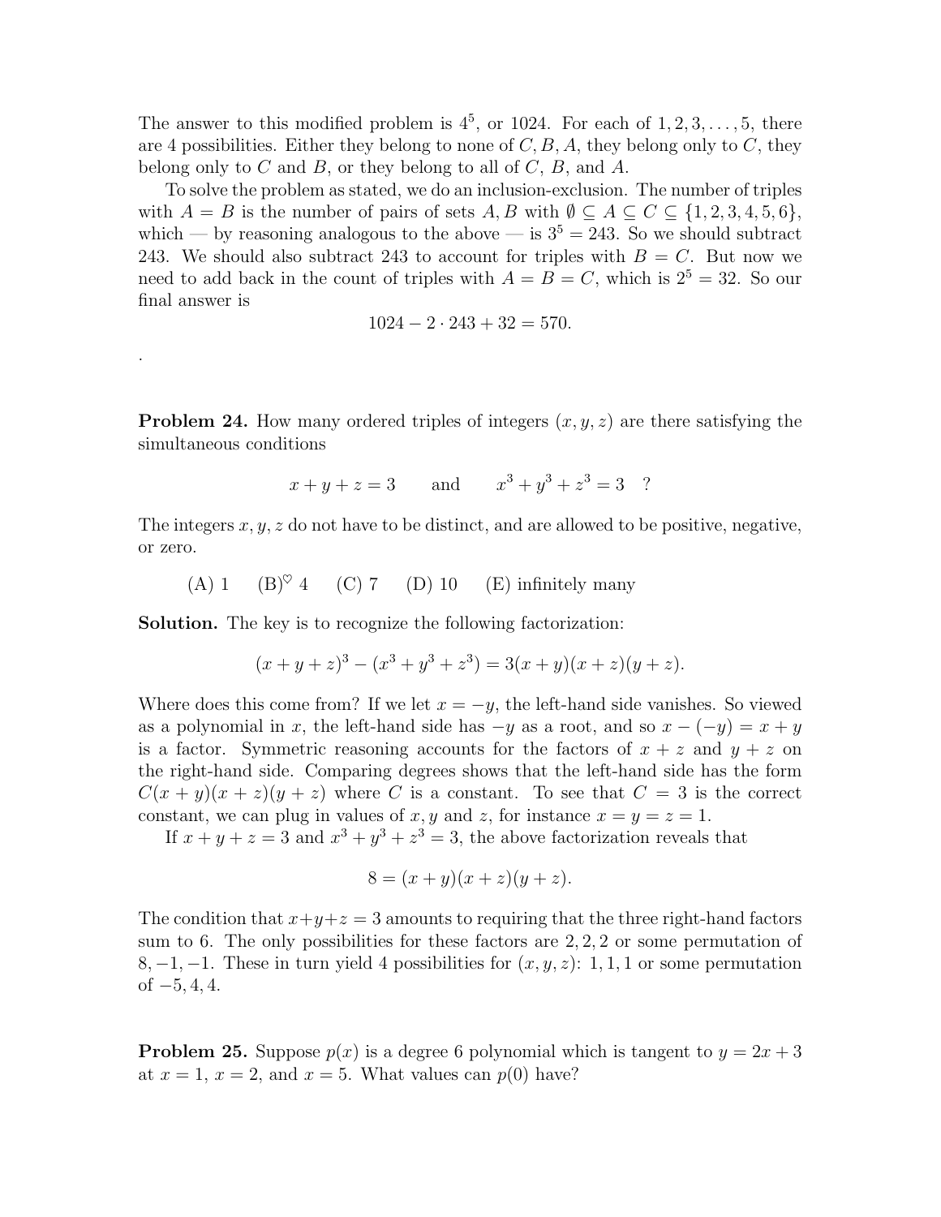The answer to this modified problem is $4^5$, or 1024. For each of $1, 2, 3, \ldots, 5$, there are 4 possibilities. Either they belong to none of $C, B, A$, they belong only to $C$, they belong only to $C$ and $B$, or they belong to all of $C$, $B$, and $A$.

To solve the problem as stated, we do an inclusion-exclusion. The number of triples with $A = B$ is the number of pairs of sets $A, B$ with $\emptyset \subseteq A \subseteq C \subseteq \{1, 2, 3, 4, 5, 6\}$, which — by reasoning analogous to the above — is $3^5 = 243$. So we should subtract 243. We should also subtract 243 to account for triples with $B = C$. But now we need to add back in the count of triples with $A = B = C$, which is $2^5 = 32$. So our final answer is

$$1024 - 2 \cdot 243 + 32 = 570.$$

.

**Problem 24.** How many ordered triples of integers $(x, y, z)$ are there satisfying the simultaneous conditions

$$x + y + z = 3 \qquad \text{and} \qquad x^3 + y^3 + z^3 = 3 \quad ?$$

The integers $x, y, z$ do not have to be distinct, and are allowed to be positive, negative, or zero.

(A) 1 (B)$^\heartsuit$ 4 (C) 7 (D) 10 (E) infinitely many

**Solution.** The key is to recognize the following factorization:

$$(x + y + z)^3 - (x^3 + y^3 + z^3) = 3(x + y)(x + z)(y + z).$$

Where does this come from? If we let $x = -y$, the left-hand side vanishes. So viewed as a polynomial in $x$, the left-hand side has $-y$ as a root, and so $x - (-y) = x + y$ is a factor. Symmetric reasoning accounts for the factors of $x + z$ and $y + z$ on the right-hand side. Comparing degrees shows that the left-hand side has the form $C(x + y)(x + z)(y + z)$ where $C$ is a constant. To see that $C = 3$ is the correct constant, we can plug in values of $x, y$ and $z$, for instance $x = y = z = 1$.

If $x + y + z = 3$ and $x^3 + y^3 + z^3 = 3$, the above factorization reveals that

$$8 = (x + y)(x + z)(y + z).$$

The condition that $x + y + z = 3$ amounts to requiring that the three right-hand factors sum to 6. The only possibilities for these factors are $2, 2, 2$ or some permutation of $8, -1, -1$. These in turn yield 4 possibilities for $(x, y, z)$: $1, 1, 1$ or some permutation of $-5, 4, 4$.

**Problem 25.** Suppose $p(x)$ is a degree 6 polynomial which is tangent to $y = 2x + 3$ at $x = 1$, $x = 2$, and $x = 5$. What values can $p(0)$ have?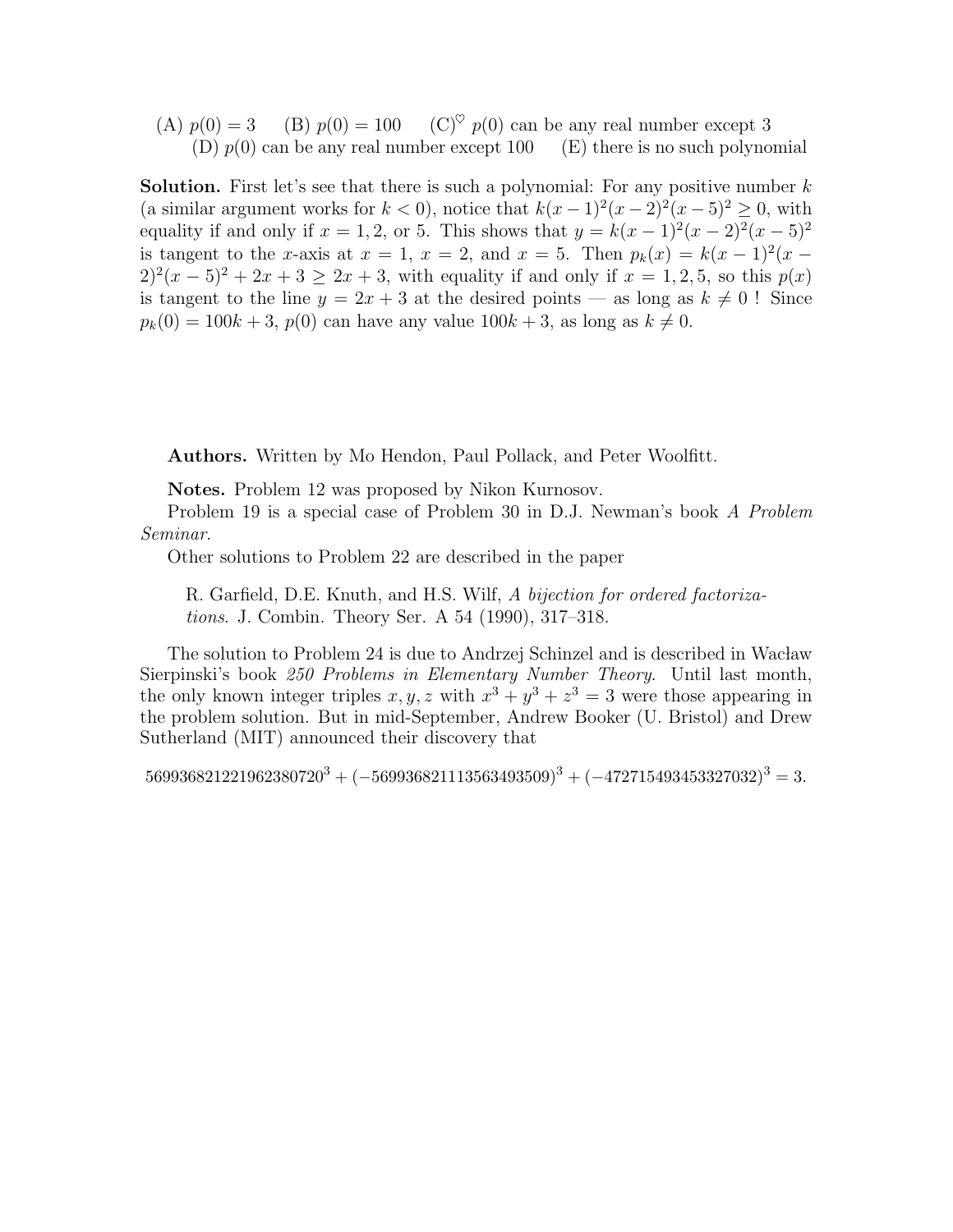(A) $p(0) = 3$ (B) $p(0) = 100$ (C)$^\heartsuit$ $p(0)$ can be any real number except 3 (D) $p(0)$ can be any real number except 100 (E) there is no such polynomial

**Solution.** First let's see that there is such a polynomial: For any positive number $k$ (a similar argument works for $k < 0$), notice that $k(x-1)^2(x-2)^2(x-5)^2 \geq 0$, with equality if and only if $x = 1, 2$, or 5. This shows that $y = k(x-1)^2(x-2)^2(x-5)^2$ is tangent to the $x$-axis at $x = 1$, $x = 2$, and $x = 5$. Then $p_k(x) = k(x-1)^2(x-2)^2(x-5)^2 + 2x + 3 \geq 2x + 3$, with equality if and only if $x = 1, 2, 5$, so this $p(x)$ is tangent to the line $y = 2x + 3$ at the desired points — as long as $k \neq 0$ ! Since $p_k(0) = 100k + 3$, $p(0)$ can have any value $100k + 3$, as long as $k \neq 0$.

**Authors.** Written by Mo Hendon, Paul Pollack, and Peter Woolfitt.

**Notes.** Problem 12 was proposed by Nikon Kurnosov.

Problem 19 is a special case of Problem 30 in D.J. Newman's book *A Problem Seminar*.

Other solutions to Problem 22 are described in the paper

> R. Garfield, D.E. Knuth, and H.S. Wilf, *A bijection for ordered factorizations*. J. Combin. Theory Ser. A 54 (1990), 317–318.

The solution to Problem 24 is due to Andrzej Schinzel and is described in Wacław Sierpinski's book *250 Problems in Elementary Number Theory.* Until last month, the only known integer triples $x, y, z$ with $x^3 + y^3 + z^3 = 3$ were those appearing in the problem solution. But in mid-September, Andrew Booker (U. Bristol) and Drew Sutherland (MIT) announced their discovery that

$$569936821221962380720^3 + (-569936821113563493509)^3 + (-472715493453327032)^3 = 3.$$